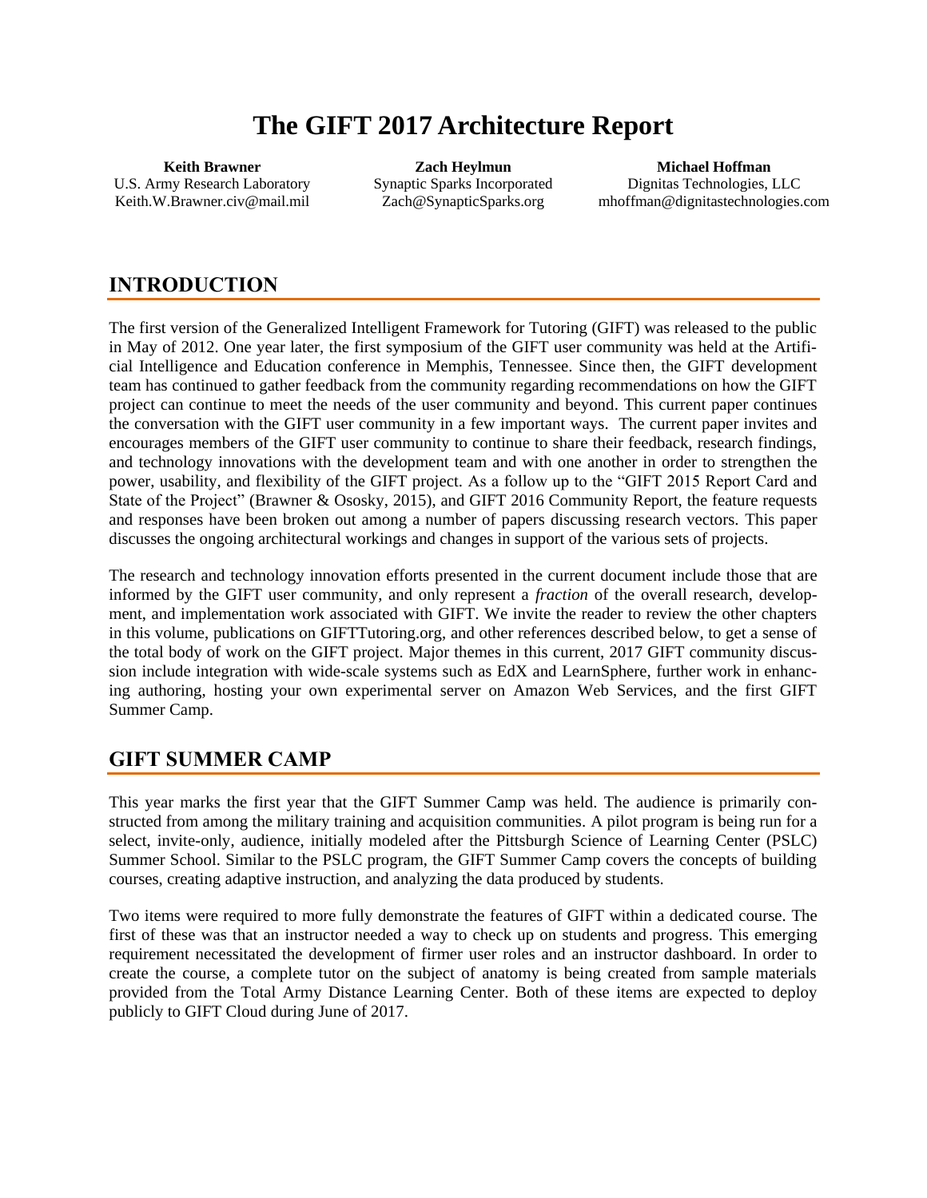# The GIFT 2017 Architecture Report

**Keith Brawner**
U.S. Army Research Laboratory
Keith.W.Brawner.civ@mail.mil

**Zach Heylmun**
Synaptic Sparks Incorporated
Zach@SynapticSparks.org

**Michael Hoffman**
Dignitas Technologies, LLC
mhoffman@dignitastechnologies.com

## INTRODUCTION

The first version of the Generalized Intelligent Framework for Tutoring (GIFT) was released to the public in May of 2012. One year later, the first symposium of the GIFT user community was held at the Artificial Intelligence and Education conference in Memphis, Tennessee. Since then, the GIFT development team has continued to gather feedback from the community regarding recommendations on how the GIFT project can continue to meet the needs of the user community and beyond. This current paper continues the conversation with the GIFT user community in a few important ways. The current paper invites and encourages members of the GIFT user community to continue to share their feedback, research findings, and technology innovations with the development team and with one another in order to strengthen the power, usability, and flexibility of the GIFT project. As a follow up to the "GIFT 2015 Report Card and State of the Project" (Brawner & Ososky, 2015), and GIFT 2016 Community Report, the feature requests and responses have been broken out among a number of papers discussing research vectors. This paper discusses the ongoing architectural workings and changes in support of the various sets of projects.

The research and technology innovation efforts presented in the current document include those that are informed by the GIFT user community, and only represent a *fraction* of the overall research, development, and implementation work associated with GIFT. We invite the reader to review the other chapters in this volume, publications on GIFTTutoring.org, and other references described below, to get a sense of the total body of work on the GIFT project. Major themes in this current, 2017 GIFT community discussion include integration with wide-scale systems such as EdX and LearnSphere, further work in enhancing authoring, hosting your own experimental server on Amazon Web Services, and the first GIFT Summer Camp.

## GIFT SUMMER CAMP

This year marks the first year that the GIFT Summer Camp was held. The audience is primarily constructed from among the military training and acquisition communities. A pilot program is being run for a select, invite-only, audience, initially modeled after the Pittsburgh Science of Learning Center (PSLC) Summer School. Similar to the PSLC program, the GIFT Summer Camp covers the concepts of building courses, creating adaptive instruction, and analyzing the data produced by students.

Two items were required to more fully demonstrate the features of GIFT within a dedicated course. The first of these was that an instructor needed a way to check up on students and progress. This emerging requirement necessitated the development of firmer user roles and an instructor dashboard. In order to create the course, a complete tutor on the subject of anatomy is being created from sample materials provided from the Total Army Distance Learning Center. Both of these items are expected to deploy publicly to GIFT Cloud during June of 2017.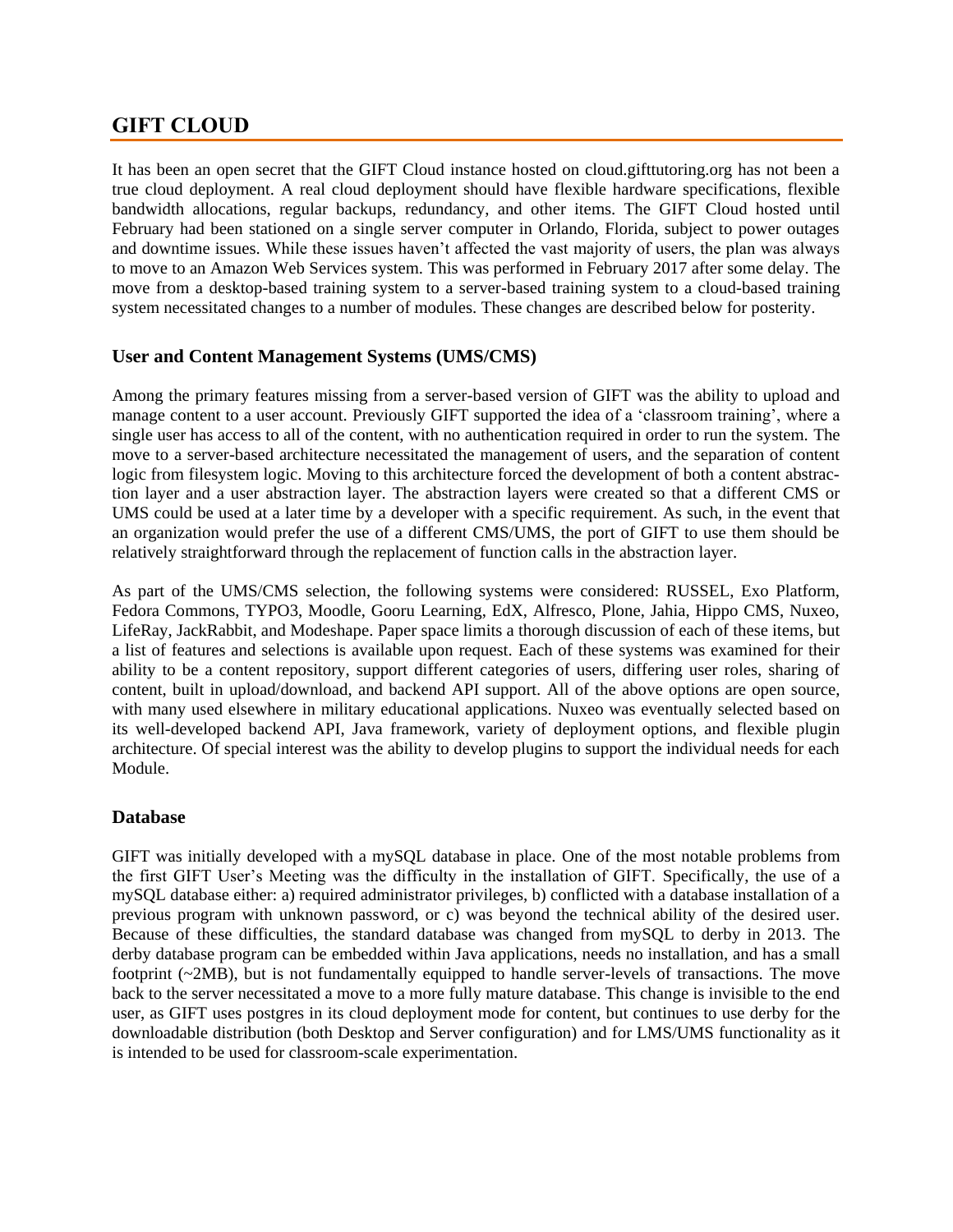## GIFT CLOUD

It has been an open secret that the GIFT Cloud instance hosted on cloud.gifttutoring.org has not been a true cloud deployment. A real cloud deployment should have flexible hardware specifications, flexible bandwidth allocations, regular backups, redundancy, and other items. The GIFT Cloud hosted until February had been stationed on a single server computer in Orlando, Florida, subject to power outages and downtime issues. While these issues haven't affected the vast majority of users, the plan was always to move to an Amazon Web Services system. This was performed in February 2017 after some delay. The move from a desktop-based training system to a server-based training system to a cloud-based training system necessitated changes to a number of modules. These changes are described below for posterity.

### User and Content Management Systems (UMS/CMS)

Among the primary features missing from a server-based version of GIFT was the ability to upload and manage content to a user account. Previously GIFT supported the idea of a 'classroom training', where a single user has access to all of the content, with no authentication required in order to run the system. The move to a server-based architecture necessitated the management of users, and the separation of content logic from filesystem logic. Moving to this architecture forced the development of both a content abstraction layer and a user abstraction layer. The abstraction layers were created so that a different CMS or UMS could be used at a later time by a developer with a specific requirement. As such, in the event that an organization would prefer the use of a different CMS/UMS, the port of GIFT to use them should be relatively straightforward through the replacement of function calls in the abstraction layer.

As part of the UMS/CMS selection, the following systems were considered: RUSSEL, Exo Platform, Fedora Commons, TYPO3, Moodle, Gooru Learning, EdX, Alfresco, Plone, Jahia, Hippo CMS, Nuxeo, LifeRay, JackRabbit, and Modeshape. Paper space limits a thorough discussion of each of these items, but a list of features and selections is available upon request. Each of these systems was examined for their ability to be a content repository, support different categories of users, differing user roles, sharing of content, built in upload/download, and backend API support. All of the above options are open source, with many used elsewhere in military educational applications. Nuxeo was eventually selected based on its well-developed backend API, Java framework, variety of deployment options, and flexible plugin architecture. Of special interest was the ability to develop plugins to support the individual needs for each Module.

### Database

GIFT was initially developed with a mySQL database in place. One of the most notable problems from the first GIFT User's Meeting was the difficulty in the installation of GIFT. Specifically, the use of a mySQL database either: a) required administrator privileges, b) conflicted with a database installation of a previous program with unknown password, or c) was beyond the technical ability of the desired user. Because of these difficulties, the standard database was changed from mySQL to derby in 2013. The derby database program can be embedded within Java applications, needs no installation, and has a small footprint (~2MB), but is not fundamentally equipped to handle server-levels of transactions. The move back to the server necessitated a move to a more fully mature database. This change is invisible to the end user, as GIFT uses postgres in its cloud deployment mode for content, but continues to use derby for the downloadable distribution (both Desktop and Server configuration) and for LMS/UMS functionality as it is intended to be used for classroom-scale experimentation.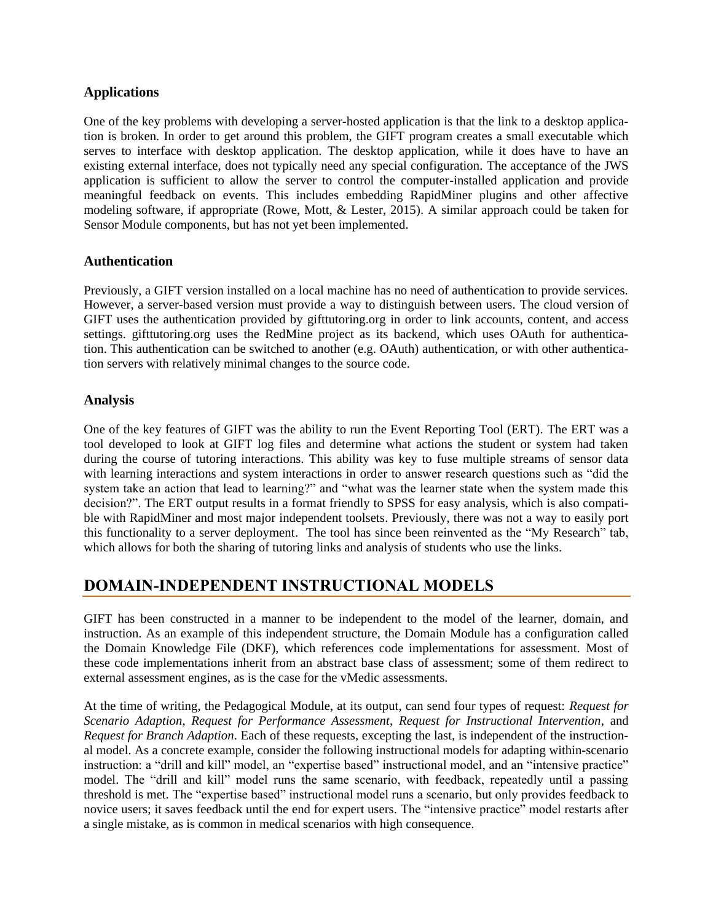### Applications

One of the key problems with developing a server-hosted application is that the link to a desktop application is broken. In order to get around this problem, the GIFT program creates a small executable which serves to interface with desktop application. The desktop application, while it does have to have an existing external interface, does not typically need any special configuration. The acceptance of the JWS application is sufficient to allow the server to control the computer-installed application and provide meaningful feedback on events. This includes embedding RapidMiner plugins and other affective modeling software, if appropriate (Rowe, Mott, & Lester, 2015). A similar approach could be taken for Sensor Module components, but has not yet been implemented.

### Authentication

Previously, a GIFT version installed on a local machine has no need of authentication to provide services. However, a server-based version must provide a way to distinguish between users. The cloud version of GIFT uses the authentication provided by gifttutoring.org in order to link accounts, content, and access settings. gifttutoring.org uses the RedMine project as its backend, which uses OAuth for authentication. This authentication can be switched to another (e.g. OAuth) authentication, or with other authentication servers with relatively minimal changes to the source code.

### Analysis

One of the key features of GIFT was the ability to run the Event Reporting Tool (ERT). The ERT was a tool developed to look at GIFT log files and determine what actions the student or system had taken during the course of tutoring interactions. This ability was key to fuse multiple streams of sensor data with learning interactions and system interactions in order to answer research questions such as "did the system take an action that lead to learning?" and "what was the learner state when the system made this decision?". The ERT output results in a format friendly to SPSS for easy analysis, which is also compatible with RapidMiner and most major independent toolsets. Previously, there was not a way to easily port this functionality to a server deployment. The tool has since been reinvented as the "My Research" tab, which allows for both the sharing of tutoring links and analysis of students who use the links.

## DOMAIN-INDEPENDENT INSTRUCTIONAL MODELS

GIFT has been constructed in a manner to be independent to the model of the learner, domain, and instruction. As an example of this independent structure, the Domain Module has a configuration called the Domain Knowledge File (DKF), which references code implementations for assessment. Most of these code implementations inherit from an abstract base class of assessment; some of them redirect to external assessment engines, as is the case for the vMedic assessments.

At the time of writing, the Pedagogical Module, at its output, can send four types of request: *Request for Scenario Adaption*, *Request for Performance Assessment*, *Request for Instructional Intervention*, and *Request for Branch Adaption*. Each of these requests, excepting the last, is independent of the instructional model. As a concrete example, consider the following instructional models for adapting within-scenario instruction: a "drill and kill" model, an "expertise based" instructional model, and an "intensive practice" model. The "drill and kill" model runs the same scenario, with feedback, repeatedly until a passing threshold is met. The "expertise based" instructional model runs a scenario, but only provides feedback to novice users; it saves feedback until the end for expert users. The "intensive practice" model restarts after a single mistake, as is common in medical scenarios with high consequence.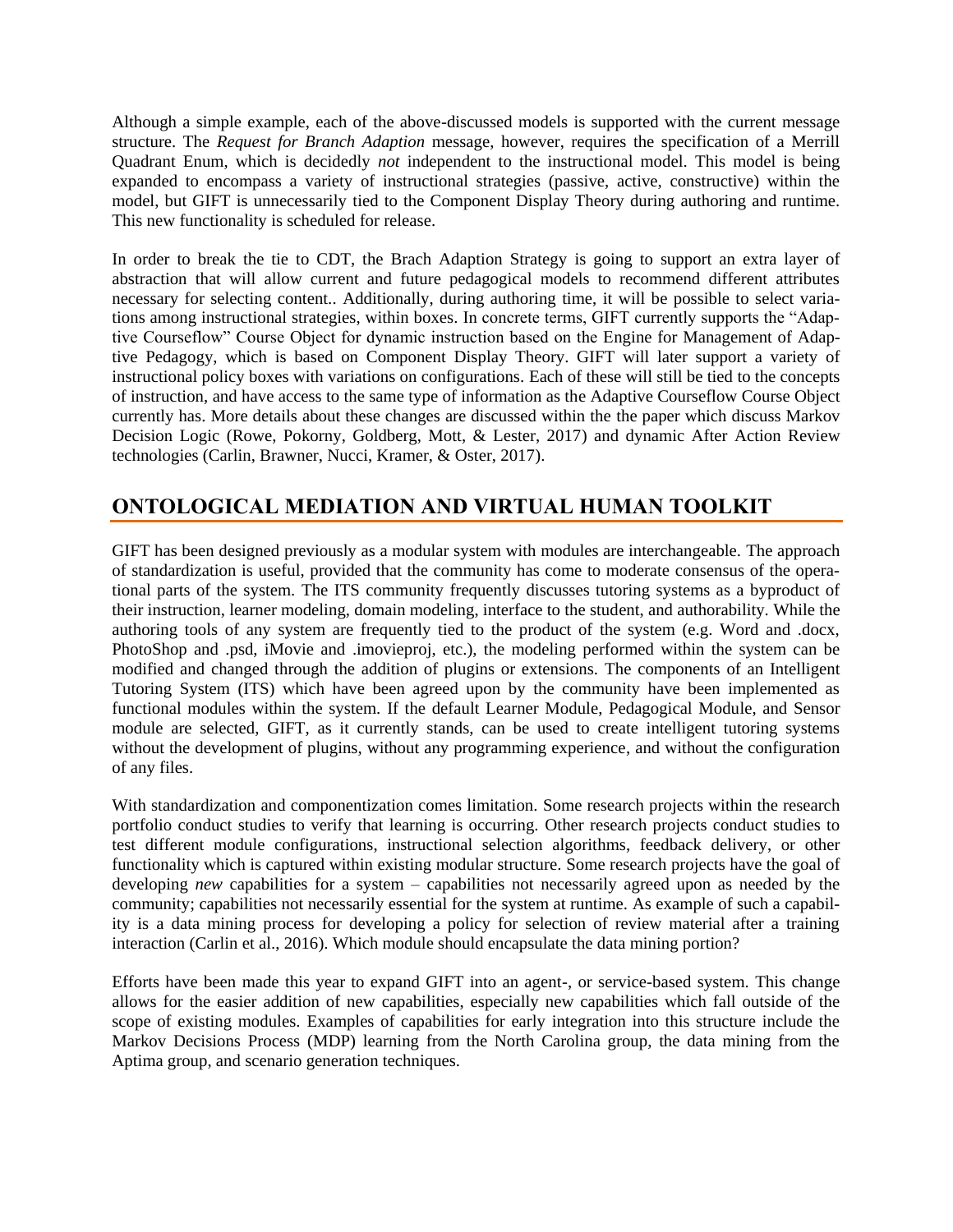Although a simple example, each of the above-discussed models is supported with the current message structure. The *Request for Branch Adaption* message, however, requires the specification of a Merrill Quadrant Enum, which is decidedly *not* independent to the instructional model. This model is being expanded to encompass a variety of instructional strategies (passive, active, constructive) within the model, but GIFT is unnecessarily tied to the Component Display Theory during authoring and runtime. This new functionality is scheduled for release.

In order to break the tie to CDT, the Brach Adaption Strategy is going to support an extra layer of abstraction that will allow current and future pedagogical models to recommend different attributes necessary for selecting content.. Additionally, during authoring time, it will be possible to select variations among instructional strategies, within boxes. In concrete terms, GIFT currently supports the "Adaptive Courseflow" Course Object for dynamic instruction based on the Engine for Management of Adaptive Pedagogy, which is based on Component Display Theory. GIFT will later support a variety of instructional policy boxes with variations on configurations. Each of these will still be tied to the concepts of instruction, and have access to the same type of information as the Adaptive Courseflow Course Object currently has. More details about these changes are discussed within the the paper which discuss Markov Decision Logic (Rowe, Pokorny, Goldberg, Mott, & Lester, 2017) and dynamic After Action Review technologies (Carlin, Brawner, Nucci, Kramer, & Oster, 2017).

## ONTOLOGICAL MEDIATION AND VIRTUAL HUMAN TOOLKIT

GIFT has been designed previously as a modular system with modules are interchangeable. The approach of standardization is useful, provided that the community has come to moderate consensus of the operational parts of the system. The ITS community frequently discusses tutoring systems as a byproduct of their instruction, learner modeling, domain modeling, interface to the student, and authorability. While the authoring tools of any system are frequently tied to the product of the system (e.g. Word and .docx, PhotoShop and .psd, iMovie and .imovieproj, etc.), the modeling performed within the system can be modified and changed through the addition of plugins or extensions. The components of an Intelligent Tutoring System (ITS) which have been agreed upon by the community have been implemented as functional modules within the system. If the default Learner Module, Pedagogical Module, and Sensor module are selected, GIFT, as it currently stands, can be used to create intelligent tutoring systems without the development of plugins, without any programming experience, and without the configuration of any files.

With standardization and componentization comes limitation. Some research projects within the research portfolio conduct studies to verify that learning is occurring. Other research projects conduct studies to test different module configurations, instructional selection algorithms, feedback delivery, or other functionality which is captured within existing modular structure. Some research projects have the goal of developing *new* capabilities for a system – capabilities not necessarily agreed upon as needed by the community; capabilities not necessarily essential for the system at runtime. As example of such a capability is a data mining process for developing a policy for selection of review material after a training interaction (Carlin et al., 2016). Which module should encapsulate the data mining portion?

Efforts have been made this year to expand GIFT into an agent-, or service-based system. This change allows for the easier addition of new capabilities, especially new capabilities which fall outside of the scope of existing modules. Examples of capabilities for early integration into this structure include the Markov Decisions Process (MDP) learning from the North Carolina group, the data mining from the Aptima group, and scenario generation techniques.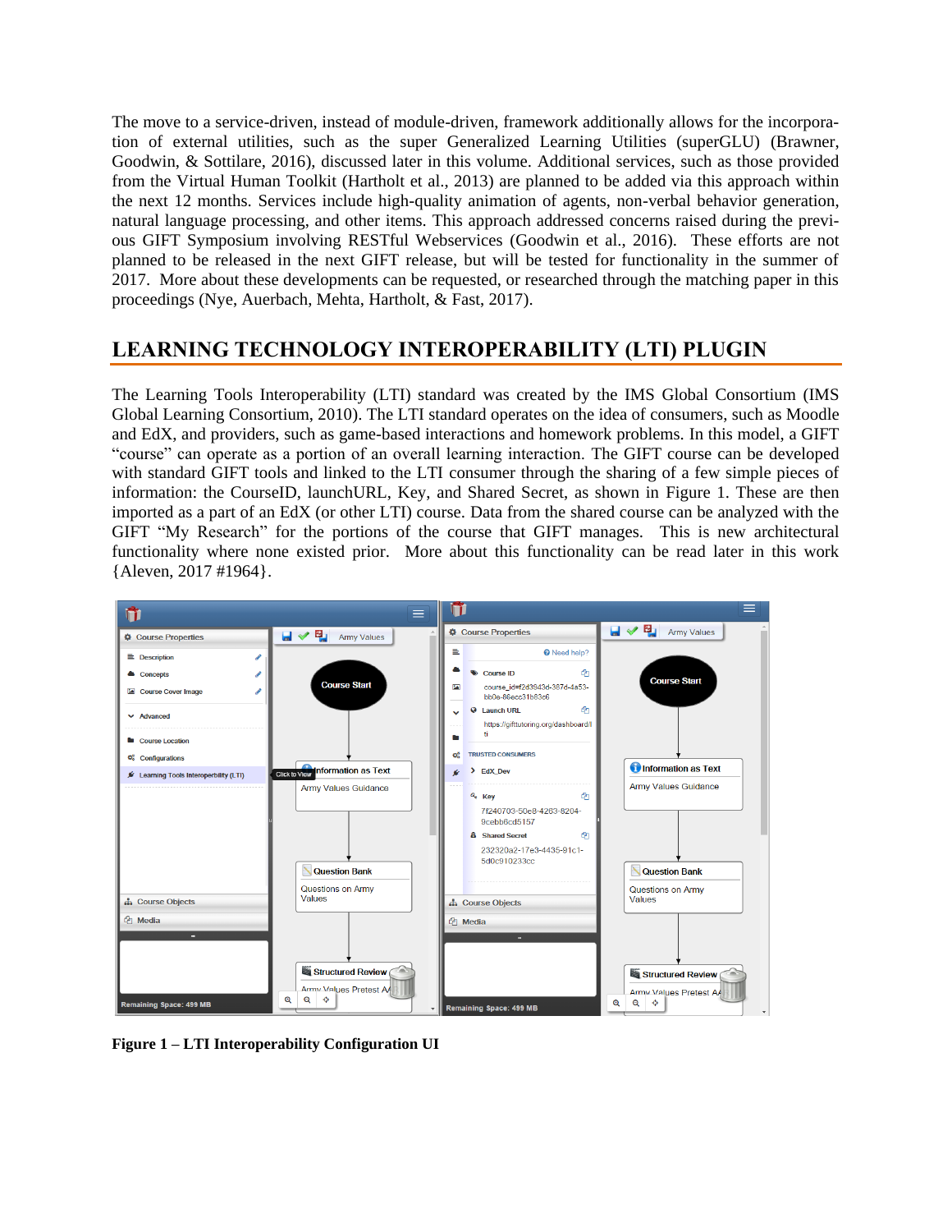The move to a service-driven, instead of module-driven, framework additionally allows for the incorporation of external utilities, such as the super Generalized Learning Utilities (superGLU) (Brawner, Goodwin, & Sottilare, 2016), discussed later in this volume. Additional services, such as those provided from the Virtual Human Toolkit (Hartholt et al., 2013) are planned to be added via this approach within the next 12 months. Services include high-quality animation of agents, non-verbal behavior generation, natural language processing, and other items. This approach addressed concerns raised during the previous GIFT Symposium involving RESTful Webservices (Goodwin et al., 2016). These efforts are not planned to be released in the next GIFT release, but will be tested for functionality in the summer of 2017. More about these developments can be requested, or researched through the matching paper in this proceedings (Nye, Auerbach, Mehta, Hartholt, & Fast, 2017).

## LEARNING TECHNOLOGY INTEROPERABILITY (LTI) PLUGIN

The Learning Tools Interoperability (LTI) standard was created by the IMS Global Consortium (IMS Global Learning Consortium, 2010). The LTI standard operates on the idea of consumers, such as Moodle and EdX, and providers, such as game-based interactions and homework problems. In this model, a GIFT "course" can operate as a portion of an overall learning interaction. The GIFT course can be developed with standard GIFT tools and linked to the LTI consumer through the sharing of a few simple pieces of information: the CourseID, launchURL, Key, and Shared Secret, as shown in Figure 1. These are then imported as a part of an EdX (or other LTI) course. Data from the shared course can be analyzed with the GIFT "My Research" for the portions of the course that GIFT manages. This is new architectural functionality where none existed prior. More about this functionality can be read later in this work {Aleven, 2017 #1964}.

**Figure 1 – LTI Interoperability Configuration UI**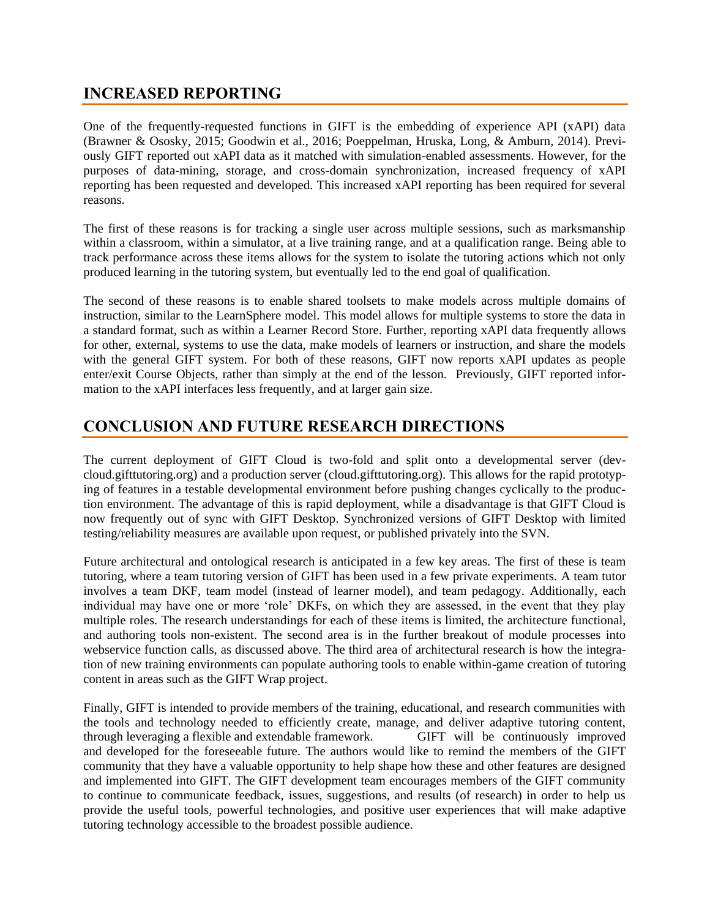## INCREASED REPORTING

One of the frequently-requested functions in GIFT is the embedding of experience API (xAPI) data (Brawner & Ososky, 2015; Goodwin et al., 2016; Poeppelman, Hruska, Long, & Amburn, 2014). Previously GIFT reported out xAPI data as it matched with simulation-enabled assessments. However, for the purposes of data-mining, storage, and cross-domain synchronization, increased frequency of xAPI reporting has been requested and developed. This increased xAPI reporting has been required for several reasons.

The first of these reasons is for tracking a single user across multiple sessions, such as marksmanship within a classroom, within a simulator, at a live training range, and at a qualification range. Being able to track performance across these items allows for the system to isolate the tutoring actions which not only produced learning in the tutoring system, but eventually led to the end goal of qualification.

The second of these reasons is to enable shared toolsets to make models across multiple domains of instruction, similar to the LearnSphere model. This model allows for multiple systems to store the data in a standard format, such as within a Learner Record Store. Further, reporting xAPI data frequently allows for other, external, systems to use the data, make models of learners or instruction, and share the models with the general GIFT system. For both of these reasons, GIFT now reports xAPI updates as people enter/exit Course Objects, rather than simply at the end of the lesson. Previously, GIFT reported information to the xAPI interfaces less frequently, and at larger gain size.

## CONCLUSION AND FUTURE RESEARCH DIRECTIONS

The current deployment of GIFT Cloud is two-fold and split onto a developmental server (dev-cloud.gifttutoring.org) and a production server (cloud.gifttutoring.org). This allows for the rapid prototyping of features in a testable developmental environment before pushing changes cyclically to the production environment. The advantage of this is rapid deployment, while a disadvantage is that GIFT Cloud is now frequently out of sync with GIFT Desktop. Synchronized versions of GIFT Desktop with limited testing/reliability measures are available upon request, or published privately into the SVN.

Future architectural and ontological research is anticipated in a few key areas. The first of these is team tutoring, where a team tutoring version of GIFT has been used in a few private experiments. A team tutor involves a team DKF, team model (instead of learner model), and team pedagogy. Additionally, each individual may have one or more 'role' DKFs, on which they are assessed, in the event that they play multiple roles. The research understandings for each of these items is limited, the architecture functional, and authoring tools non-existent. The second area is in the further breakout of module processes into webservice function calls, as discussed above. The third area of architectural research is how the integration of new training environments can populate authoring tools to enable within-game creation of tutoring content in areas such as the GIFT Wrap project.

Finally, GIFT is intended to provide members of the training, educational, and research communities with the tools and technology needed to efficiently create, manage, and deliver adaptive tutoring content, through leveraging a flexible and extendable framework. GIFT will be continuously improved and developed for the foreseeable future. The authors would like to remind the members of the GIFT community that they have a valuable opportunity to help shape how these and other features are designed and implemented into GIFT. The GIFT development team encourages members of the GIFT community to continue to communicate feedback, issues, suggestions, and results (of research) in order to help us provide the useful tools, powerful technologies, and positive user experiences that will make adaptive tutoring technology accessible to the broadest possible audience.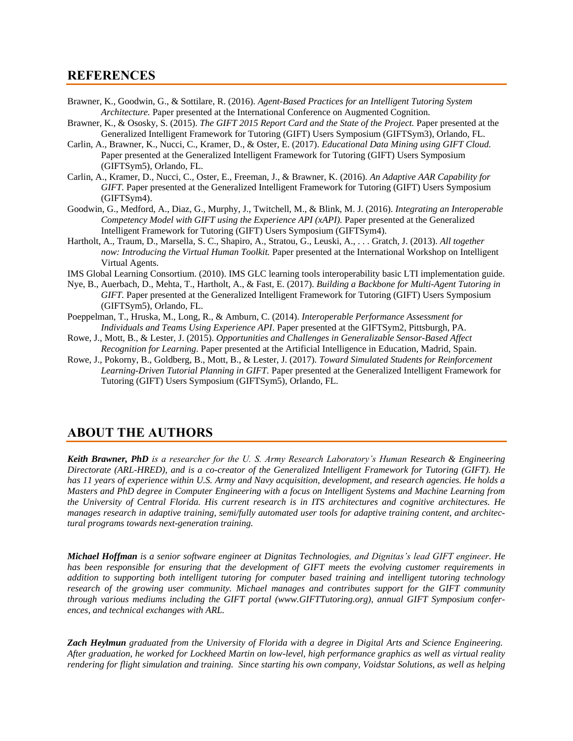## REFERENCES

Brawner, K., Goodwin, G., & Sottilare, R. (2016). *Agent-Based Practices for an Intelligent Tutoring System Architecture.* Paper presented at the International Conference on Augmented Cognition.

Brawner, K., & Ososky, S. (2015). *The GIFT 2015 Report Card and the State of the Project.* Paper presented at the Generalized Intelligent Framework for Tutoring (GIFT) Users Symposium (GIFTSym3), Orlando, FL.

Carlin, A., Brawner, K., Nucci, C., Kramer, D., & Oster, E. (2017). *Educational Data Mining using GIFT Cloud.* Paper presented at the Generalized Intelligent Framework for Tutoring (GIFT) Users Symposium (GIFTSym5), Orlando, FL.

Carlin, A., Kramer, D., Nucci, C., Oster, E., Freeman, J., & Brawner, K. (2016). *An Adaptive AAR Capability for GIFT.* Paper presented at the Generalized Intelligent Framework for Tutoring (GIFT) Users Symposium (GIFTSym4).

Goodwin, G., Medford, A., Diaz, G., Murphy, J., Twitchell, M., & Blink, M. J. (2016). *Integrating an Interoperable Competency Model with GIFT using the Experience API (xAPI).* Paper presented at the Generalized Intelligent Framework for Tutoring (GIFT) Users Symposium (GIFTSym4).

Hartholt, A., Traum, D., Marsella, S. C., Shapiro, A., Stratou, G., Leuski, A., . . . Gratch, J. (2013). *All together now: Introducing the Virtual Human Toolkit.* Paper presented at the International Workshop on Intelligent Virtual Agents.

IMS Global Learning Consortium. (2010). IMS GLC learning tools interoperability basic LTI implementation guide.

Nye, B., Auerbach, D., Mehta, T., Hartholt, A., & Fast, E. (2017). *Building a Backbone for Multi-Agent Tutoring in GIFT.* Paper presented at the Generalized Intelligent Framework for Tutoring (GIFT) Users Symposium (GIFTSym5), Orlando, FL.

Poeppelman, T., Hruska, M., Long, R., & Amburn, C. (2014). *Interoperable Performance Assessment for Individuals and Teams Using Experience API*. Paper presented at the GIFTSym2, Pittsburgh, PA.

Rowe, J., Mott, B., & Lester, J. (2015). *Opportunities and Challenges in Generalizable Sensor-Based Affect Recognition for Learning*. Paper presented at the Artificial Intelligence in Education, Madrid, Spain.

Rowe, J., Pokorny, B., Goldberg, B., Mott, B., & Lester, J. (2017). *Toward Simulated Students for Reinforcement Learning-Driven Tutorial Planning in GIFT.* Paper presented at the Generalized Intelligent Framework for Tutoring (GIFT) Users Symposium (GIFTSym5), Orlando, FL.

## ABOUT THE AUTHORS

***Keith Brawner, PhD*** *is a researcher for the U. S. Army Research Laboratory's Human Research & Engineering Directorate (ARL-HRED), and is a co-creator of the Generalized Intelligent Framework for Tutoring (GIFT). He has 11 years of experience within U.S. Army and Navy acquisition, development, and research agencies. He holds a Masters and PhD degree in Computer Engineering with a focus on Intelligent Systems and Machine Learning from the University of Central Florida. His current research is in ITS architectures and cognitive architectures. He manages research in adaptive training, semi/fully automated user tools for adaptive training content, and architectural programs towards next-generation training.*

***Michael Hoffman*** *is a senior software engineer at Dignitas Technologies, and Dignitas's lead GIFT engineer. He has been responsible for ensuring that the development of GIFT meets the evolving customer requirements in addition to supporting both intelligent tutoring for computer based training and intelligent tutoring technology research of the growing user community. Michael manages and contributes support for the GIFT community through various mediums including the GIFT portal (www.GIFTTutoring.org), annual GIFT Symposium conferences, and technical exchanges with ARL.*

***Zach Heylmun*** *graduated from the University of Florida with a degree in Digital Arts and Science Engineering. After graduation, he worked for Lockheed Martin on low-level, high performance graphics as well as virtual reality rendering for flight simulation and training. Since starting his own company, Voidstar Solutions, as well as helping*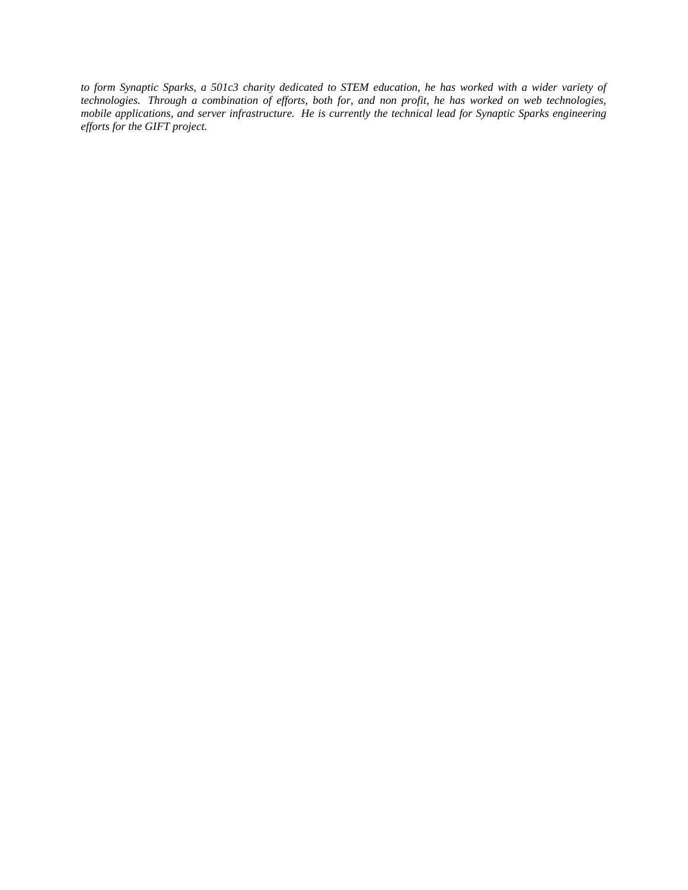*to form Synaptic Sparks, a 501c3 charity dedicated to STEM education, he has worked with a wider variety of technologies. Through a combination of efforts, both for, and non profit, he has worked on web technologies, mobile applications, and server infrastructure. He is currently the technical lead for Synaptic Sparks engineering efforts for the GIFT project.*